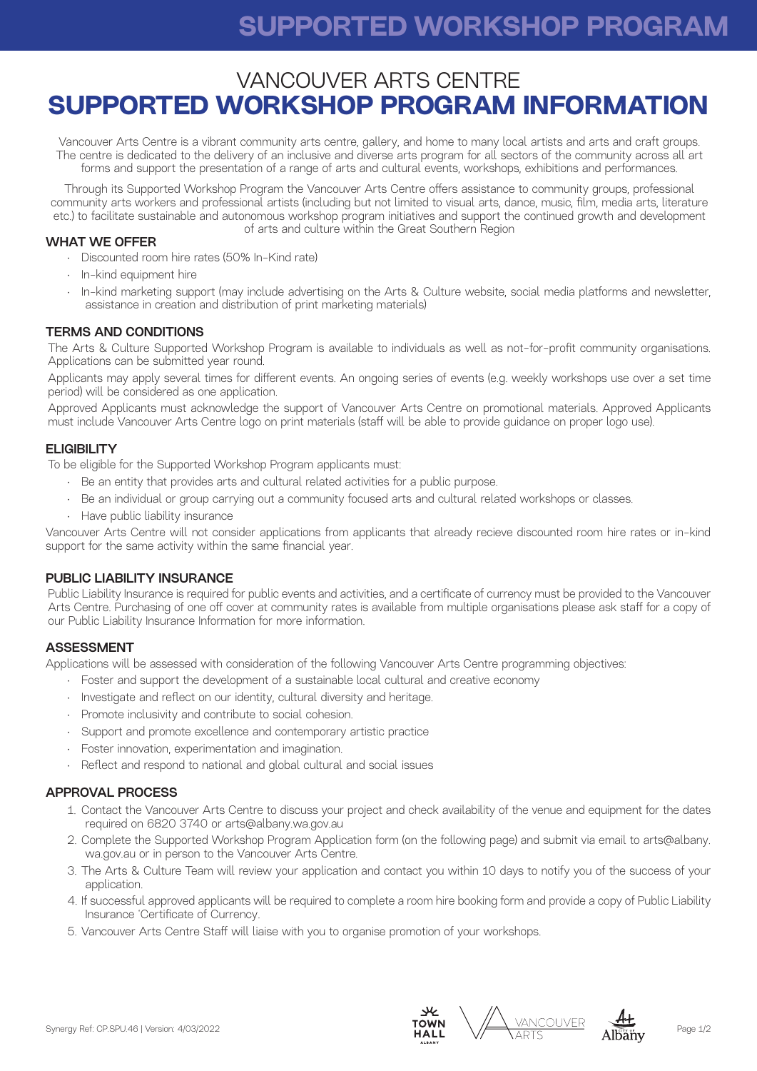# VANCOUVER ARTS CENTRE
# SUPPORTED WORKSHOP PROGRAM INFORMATION

Vancouver Arts Centre is a vibrant community arts centre, gallery, and home to many local artists and arts and craft groups. The centre is dedicated to the delivery of an inclusive and diverse arts program for all sectors of the community across all art forms and support the presentation of a range of arts and cultural events, workshops, exhibitions and performances.

Through its Supported Workshop Program the Vancouver Arts Centre offers assistance to community groups, professional community arts workers and professional artists (including but not limited to visual arts, dance, music, film, media arts, literature etc.) to facilitate sustainable and autonomous workshop program initiatives and support the continued growth and development of arts and culture within the Great Southern Region

## WHAT WE OFFER

- Discounted room hire rates (50% In-Kind rate)
- In-kind equipment hire
- In-kind marketing support (may include advertising on the Arts & Culture website, social media platforms and newsletter, assistance in creation and distribution of print marketing materials)

## TERMS AND CONDITIONS

The Arts & Culture Supported Workshop Program is available to individuals as well as not-for-profit community organisations. Applications can be submitted year round.

Applicants may apply several times for different events. An ongoing series of events (e.g. weekly workshops use over a set time period) will be considered as one application.

Approved Applicants must acknowledge the support of Vancouver Arts Centre on promotional materials. Approved Applicants must include Vancouver Arts Centre logo on print materials (staff will be able to provide guidance on proper logo use).

## ELIGIBILITY

To be eligible for the Supported Workshop Program applicants must:

- Be an entity that provides arts and cultural related activities for a public purpose.
- Be an individual or group carrying out a community focused arts and cultural related workshops or classes.
- Have public liability insurance

Vancouver Arts Centre will not consider applications from applicants that already recieve discounted room hire rates or in-kind support for the same activity within the same financial year.

## PUBLIC LIABILITY INSURANCE

Public Liability Insurance is required for public events and activities, and a certificate of currency must be provided to the Vancouver Arts Centre. Purchasing of one off cover at community rates is available from multiple organisations please ask staff for a copy of our Public Liability Insurance Information for more information.

## ASSESSMENT

Applications will be assessed with consideration of the following Vancouver Arts Centre programming objectives:

- Foster and support the development of a sustainable local cultural and creative economy
- Investigate and reflect on our identity, cultural diversity and heritage.
- Promote inclusivity and contribute to social cohesion.
- Support and promote excellence and contemporary artistic practice
- Foster innovation, experimentation and imagination.
- Reflect and respond to national and global cultural and social issues

## APPROVAL PROCESS

1. Contact the Vancouver Arts Centre to discuss your project and check availability of the venue and equipment for the dates required on 6820 3740 or arts@albany.wa.gov.au
2. Complete the Supported Workshop Program Application form (on the following page) and submit via email to arts@albany.wa.gov.au or in person to the Vancouver Arts Centre.
3. The Arts & Culture Team will review your application and contact you within 10 days to notify you of the success of your application.
4. If successful approved applicants will be required to complete a room hire booking form and provide a copy of Public Liability Insurance 'Certificate of Currency.
5. Vancouver Arts Centre Staff will liaise with you to organise promotion of your workshops.

Synergy Ref: CP.SPU.46 | Version: 4/03/2022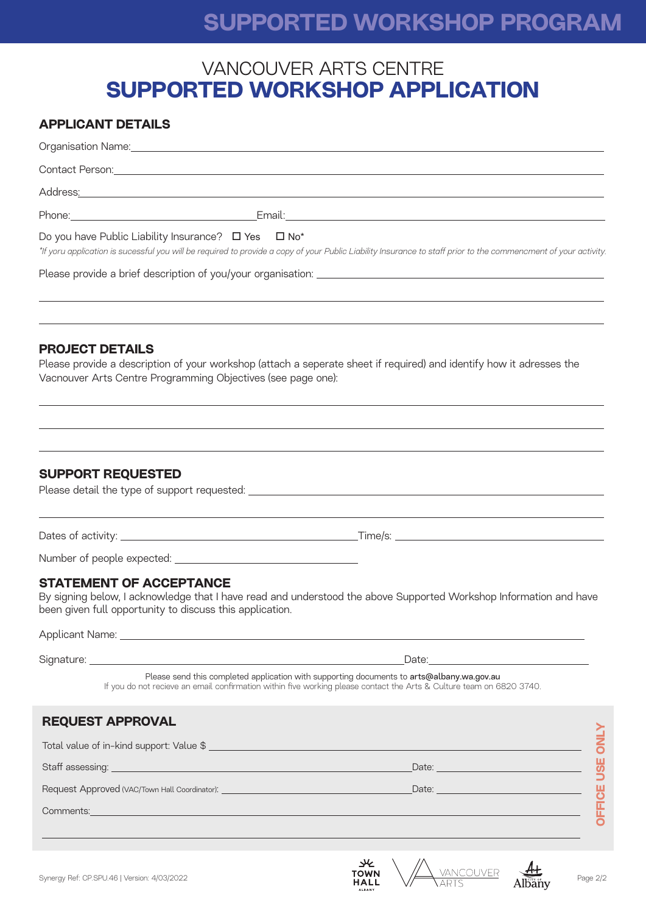# VANCOUVER ARTS CENTRE
# SUPPORTED WORKSHOP APPLICATION

## APPLICANT DETAILS

Organisation Name: ____________________________________________

Contact Person: ____________________________________________

Address: ____________________________________________

Phone: ______________________ Email: ______________________

Do you have Public Liability Insurance? ☐ Yes ☐ No*

*\*If yoru application is sucessful you will be required to provide a copy of your Public Liability Insurance to staff prior to the commencment of your activity.*

Please provide a brief description of you/your organisation: ____________________________________________

____________________________________________

____________________________________________

## PROJECT DETAILS

Please provide a description of your workshop (attach a seperate sheet if required) and identify how it adresses the Vacnouver Arts Centre Programming Objectives (see page one):

____________________________________________

____________________________________________

____________________________________________

## SUPPORT REQUESTED

Please detail the type of support requested: ____________________________________________

____________________________________________

Dates of activity: ______________________ Time/s: ______________________

Number of people expected: ______________________

## STATEMENT OF ACCEPTANCE

By signing below, I acknowledge that I have read and understood the above Supported Workshop Information and have been given full opportunity to discuss this application.

Applicant Name: ____________________________________________

Signature: ______________________ Date: ______________________

Please send this completed application with supporting documents to arts@albany.wa.gov.au

If you do not recieve an email confirmation within five working please contact the Arts & Culture team on 6820 3740.

## REQUEST APPROVAL

**OFFICE USE ONLY**

Total value of in-kind support: Value $ ______________________

Staff assessing: ______________________ Date: ______________________

Request Approved (VAC/Town Hall Coordinator): ______________________ Date: ______________________

Comments: ____________________________________________

____________________________________________

Synergy Ref: CP.SPU.46 | Version: 4/03/2022